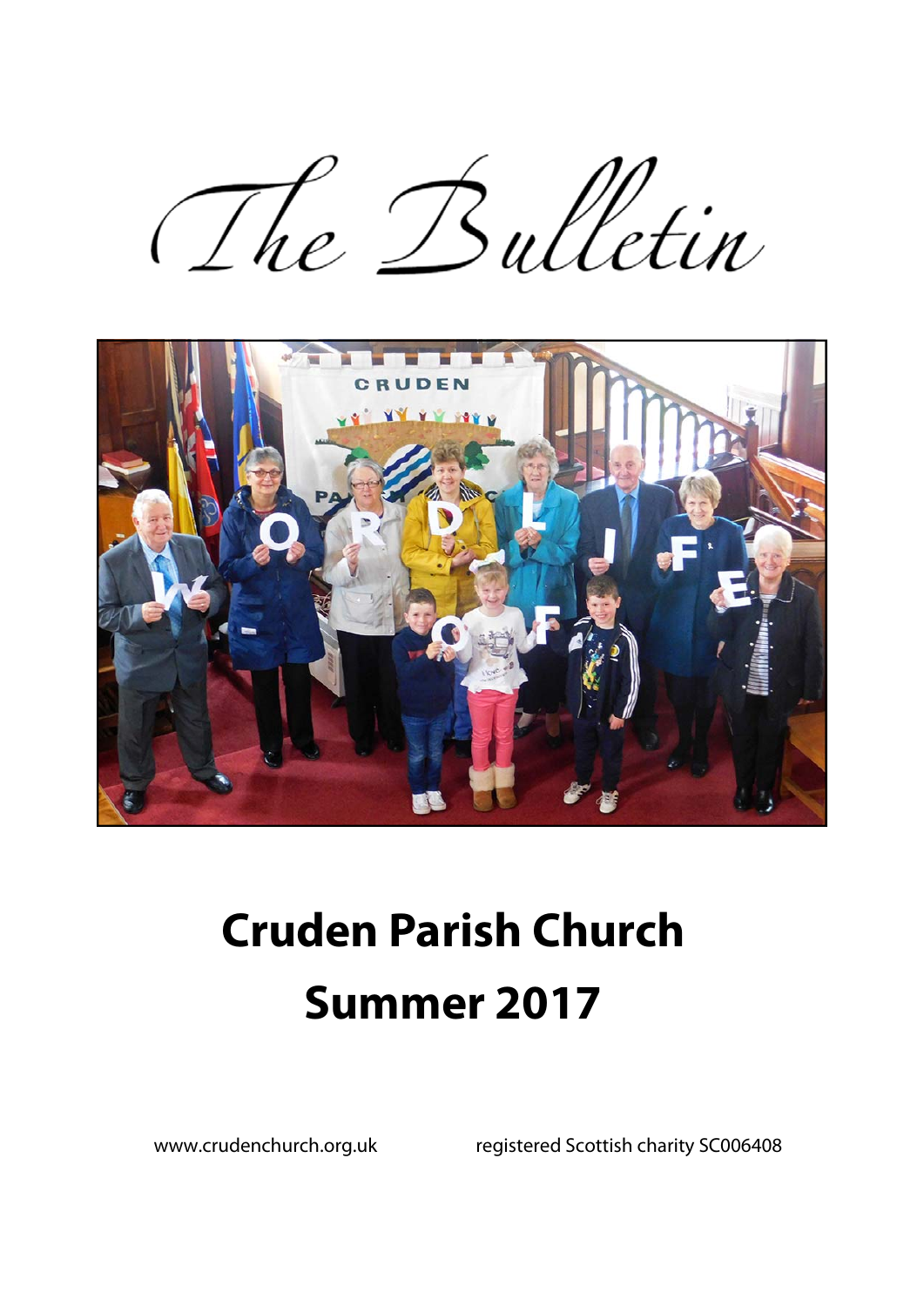# The Bulletin

# Cruden Parish Church

# Summer 2017

www.crudenchurch.org.uk registered Scottish charity SC006408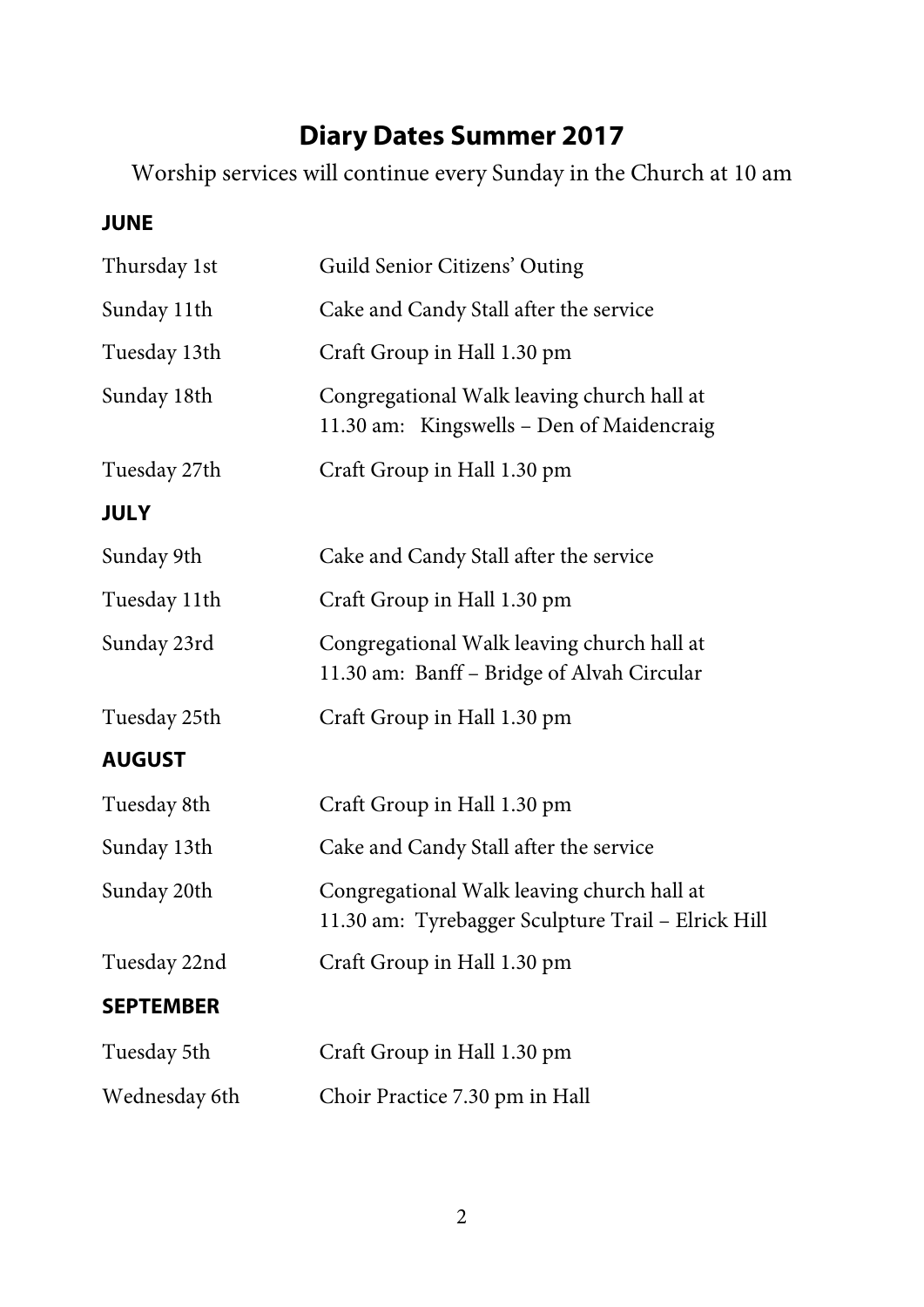# Diary Dates Summer 2017

Worship services will continue every Sunday in the Church at 10 am

**JUNE**

| | |
|---|---|
| Thursday 1st | Guild Senior Citizens' Outing |
| Sunday 11th | Cake and Candy Stall after the service |
| Tuesday 13th | Craft Group in Hall 1.30 pm |
| Sunday 18th | Congregational Walk leaving church hall at 11.30 am: Kingswells – Den of Maidencraig |
| Tuesday 27th | Craft Group in Hall 1.30 pm |

**JULY**

| | |
|---|---|
| Sunday 9th | Cake and Candy Stall after the service |
| Tuesday 11th | Craft Group in Hall 1.30 pm |
| Sunday 23rd | Congregational Walk leaving church hall at 11.30 am: Banff – Bridge of Alvah Circular |
| Tuesday 25th | Craft Group in Hall 1.30 pm |

**AUGUST**

| | |
|---|---|
| Tuesday 8th | Craft Group in Hall 1.30 pm |
| Sunday 13th | Cake and Candy Stall after the service |
| Sunday 20th | Congregational Walk leaving church hall at 11.30 am: Tyrebagger Sculpture Trail – Elrick Hill |
| Tuesday 22nd | Craft Group in Hall 1.30 pm |

**SEPTEMBER**

| | |
|---|---|
| Tuesday 5th | Craft Group in Hall 1.30 pm |
| Wednesday 6th | Choir Practice 7.30 pm in Hall |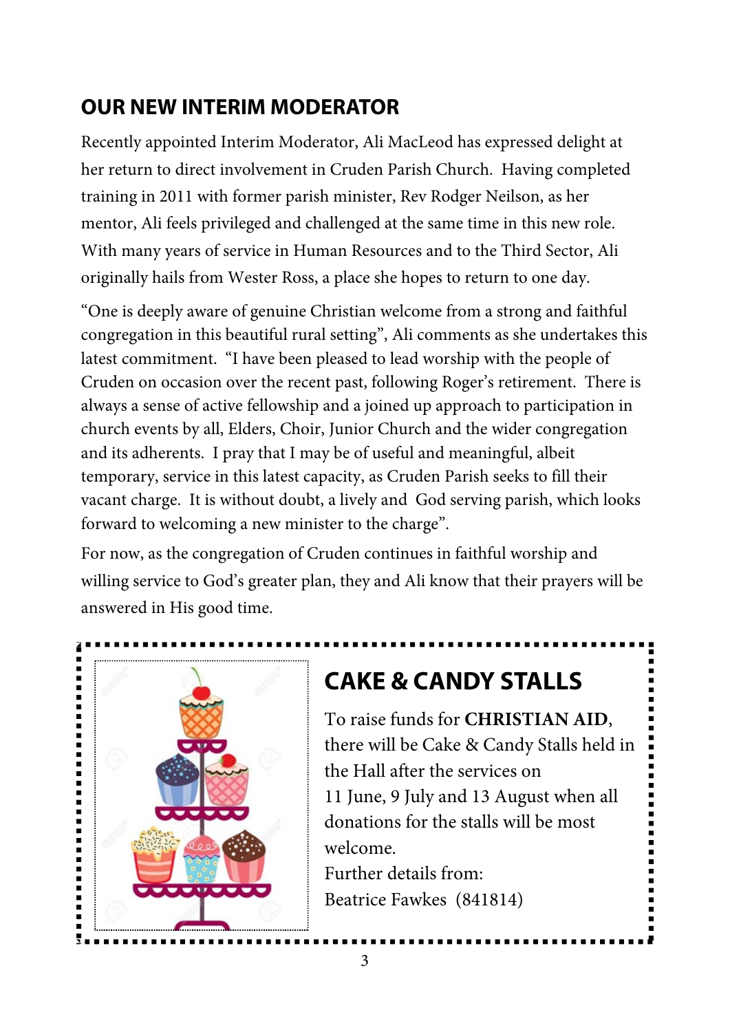## OUR NEW INTERIM MODERATOR

Recently appointed Interim Moderator, Ali MacLeod has expressed delight at her return to direct involvement in Cruden Parish Church. Having completed training in 2011 with former parish minister, Rev Rodger Neilson, as her mentor, Ali feels privileged and challenged at the same time in this new role. With many years of service in Human Resources and to the Third Sector, Ali originally hails from Wester Ross, a place she hopes to return to one day.

"One is deeply aware of genuine Christian welcome from a strong and faithful congregation in this beautiful rural setting", Ali comments as she undertakes this latest commitment. "I have been pleased to lead worship with the people of Cruden on occasion over the recent past, following Roger's retirement. There is always a sense of active fellowship and a joined up approach to participation in church events by all, Elders, Choir, Junior Church and the wider congregation and its adherents. I pray that I may be of useful and meaningful, albeit temporary, service in this latest capacity, as Cruden Parish seeks to fill their vacant charge. It is without doubt, a lively and God serving parish, which looks forward to welcoming a new minister to the charge".

For now, as the congregation of Cruden continues in faithful worship and willing service to God's greater plan, they and Ali know that their prayers will be answered in His good time.

## CAKE & CANDY STALLS

To raise funds for **CHRISTIAN AID**, there will be Cake & Candy Stalls held in the Hall after the services on 11 June, 9 July and 13 August when all donations for the stalls will be most welcome.

Further details from:
Beatrice Fawkes (841814)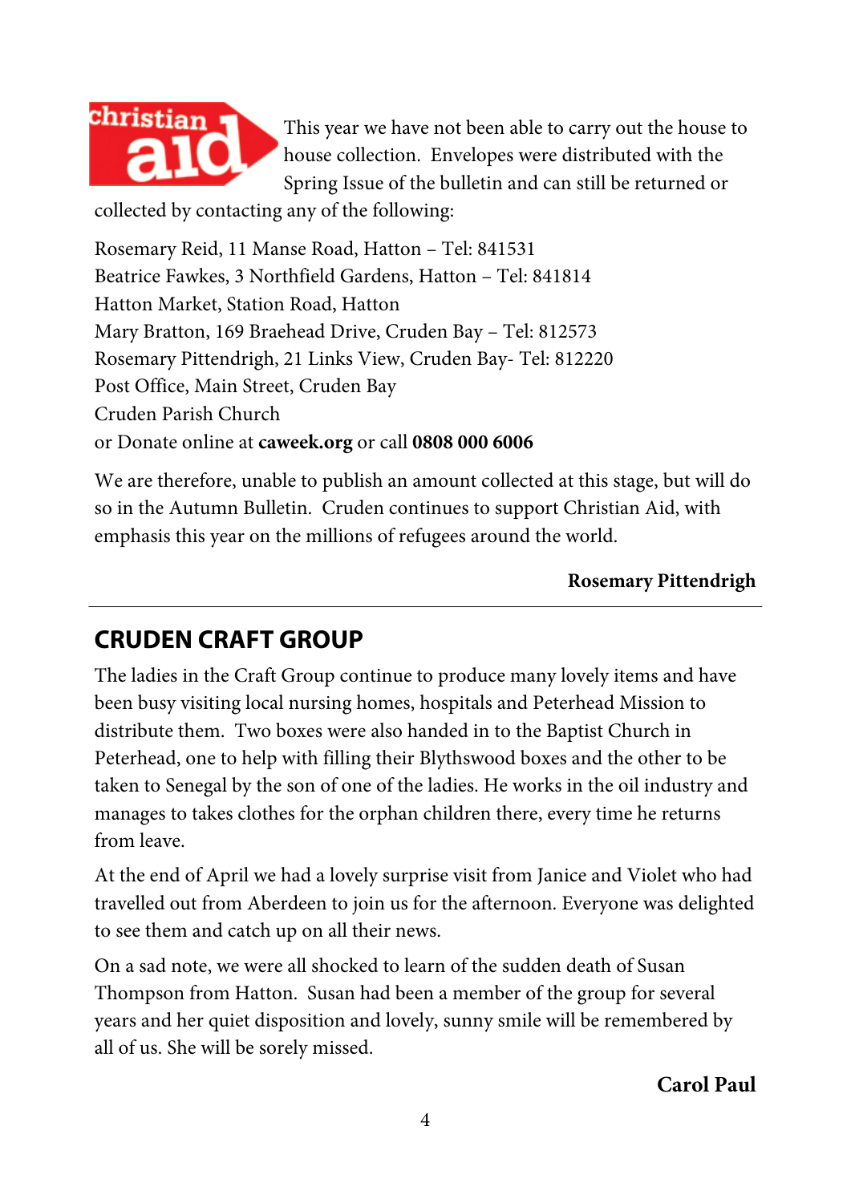This year we have not been able to carry out the house to house collection. Envelopes were distributed with the Spring Issue of the bulletin and can still be returned or collected by contacting any of the following:

Rosemary Reid, 11 Manse Road, Hatton – Tel: 841531
Beatrice Fawkes, 3 Northfield Gardens, Hatton – Tel: 841814
Hatton Market, Station Road, Hatton
Mary Bratton, 169 Braehead Drive, Cruden Bay – Tel: 812573
Rosemary Pittendrigh, 21 Links View, Cruden Bay- Tel: 812220
Post Office, Main Street, Cruden Bay
Cruden Parish Church
or Donate online at **caweek.org** or call **0808 000 6006**

We are therefore, unable to publish an amount collected at this stage, but will do so in the Autumn Bulletin. Cruden continues to support Christian Aid, with emphasis this year on the millions of refugees around the world.

**Rosemary Pittendrigh**

---

## CRUDEN CRAFT GROUP

The ladies in the Craft Group continue to produce many lovely items and have been busy visiting local nursing homes, hospitals and Peterhead Mission to distribute them. Two boxes were also handed in to the Baptist Church in Peterhead, one to help with filling their Blythswood boxes and the other to be taken to Senegal by the son of one of the ladies. He works in the oil industry and manages to takes clothes for the orphan children there, every time he returns from leave.

At the end of April we had a lovely surprise visit from Janice and Violet who had travelled out from Aberdeen to join us for the afternoon. Everyone was delighted to see them and catch up on all their news.

On a sad note, we were all shocked to learn of the sudden death of Susan Thompson from Hatton. Susan had been a member of the group for several years and her quiet disposition and lovely, sunny smile will be remembered by all of us. She will be sorely missed.

**Carol Paul**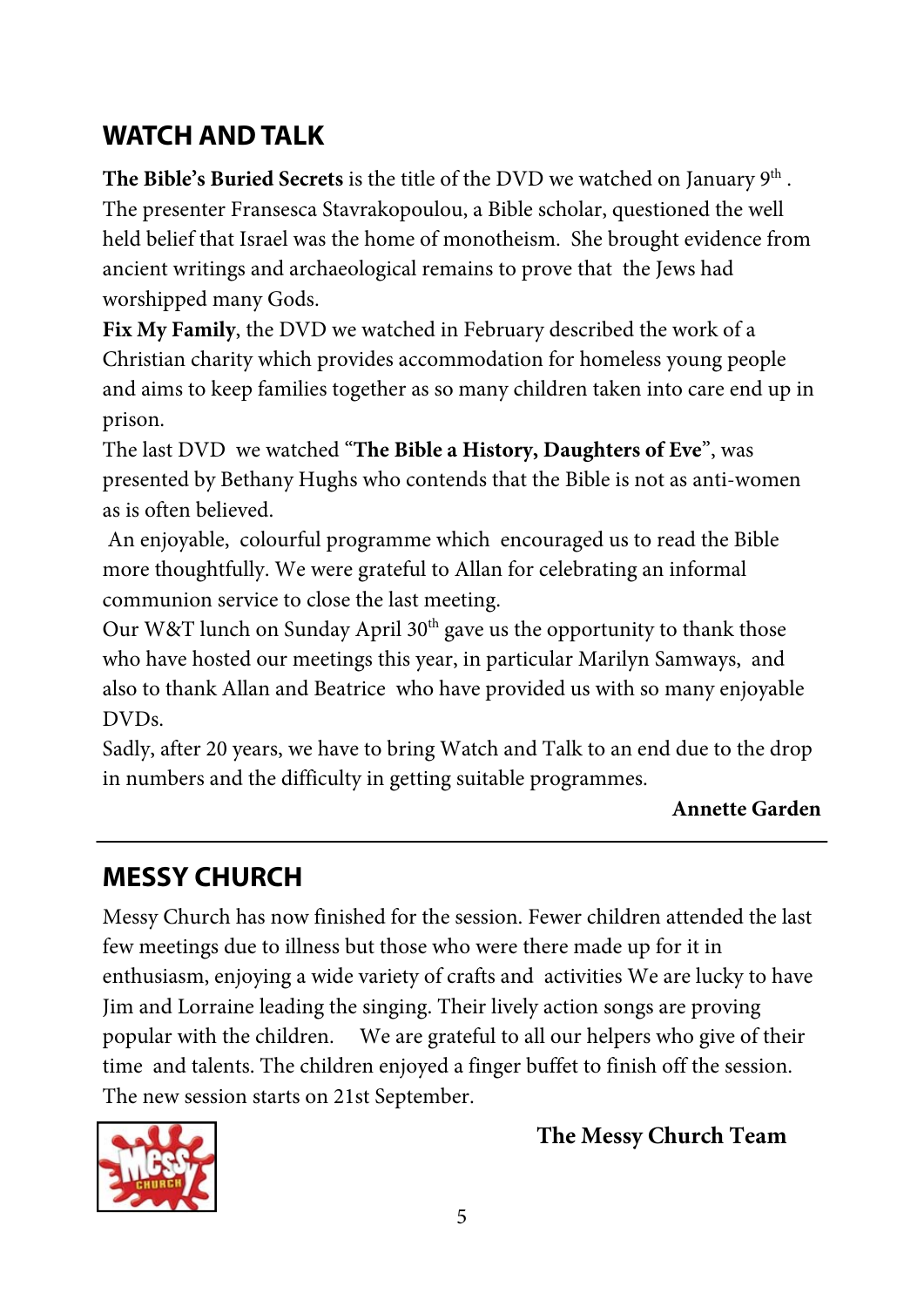## WATCH AND TALK

**The Bible's Buried Secrets** is the title of the DVD we watched on January 9th . The presenter Fransesca Stavrakopoulou, a Bible scholar, questioned the well held belief that Israel was the home of monotheism. She brought evidence from ancient writings and archaeological remains to prove that the Jews had worshipped many Gods.

**Fix My Family**, the DVD we watched in February described the work of a Christian charity which provides accommodation for homeless young people and aims to keep families together as so many children taken into care end up in prison.

The last DVD we watched "**The Bible a History, Daughters of Eve**", was presented by Bethany Hughs who contends that the Bible is not as anti-women as is often believed.

An enjoyable, colourful programme which encouraged us to read the Bible more thoughtfully. We were grateful to Allan for celebrating an informal communion service to close the last meeting.

Our W&T lunch on Sunday April 30th gave us the opportunity to thank those who have hosted our meetings this year, in particular Marilyn Samways, and also to thank Allan and Beatrice who have provided us with so many enjoyable DVDs.

Sadly, after 20 years, we have to bring Watch and Talk to an end due to the drop in numbers and the difficulty in getting suitable programmes.

**Annette Garden**

---

## MESSY CHURCH

Messy Church has now finished for the session. Fewer children attended the last few meetings due to illness but those who were there made up for it in enthusiasm, enjoying a wide variety of crafts and activities We are lucky to have Jim and Lorraine leading the singing. Their lively action songs are proving popular with the children. We are grateful to all our helpers who give of their time and talents. The children enjoyed a finger buffet to finish off the session. The new session starts on 21st September.

**The Messy Church Team**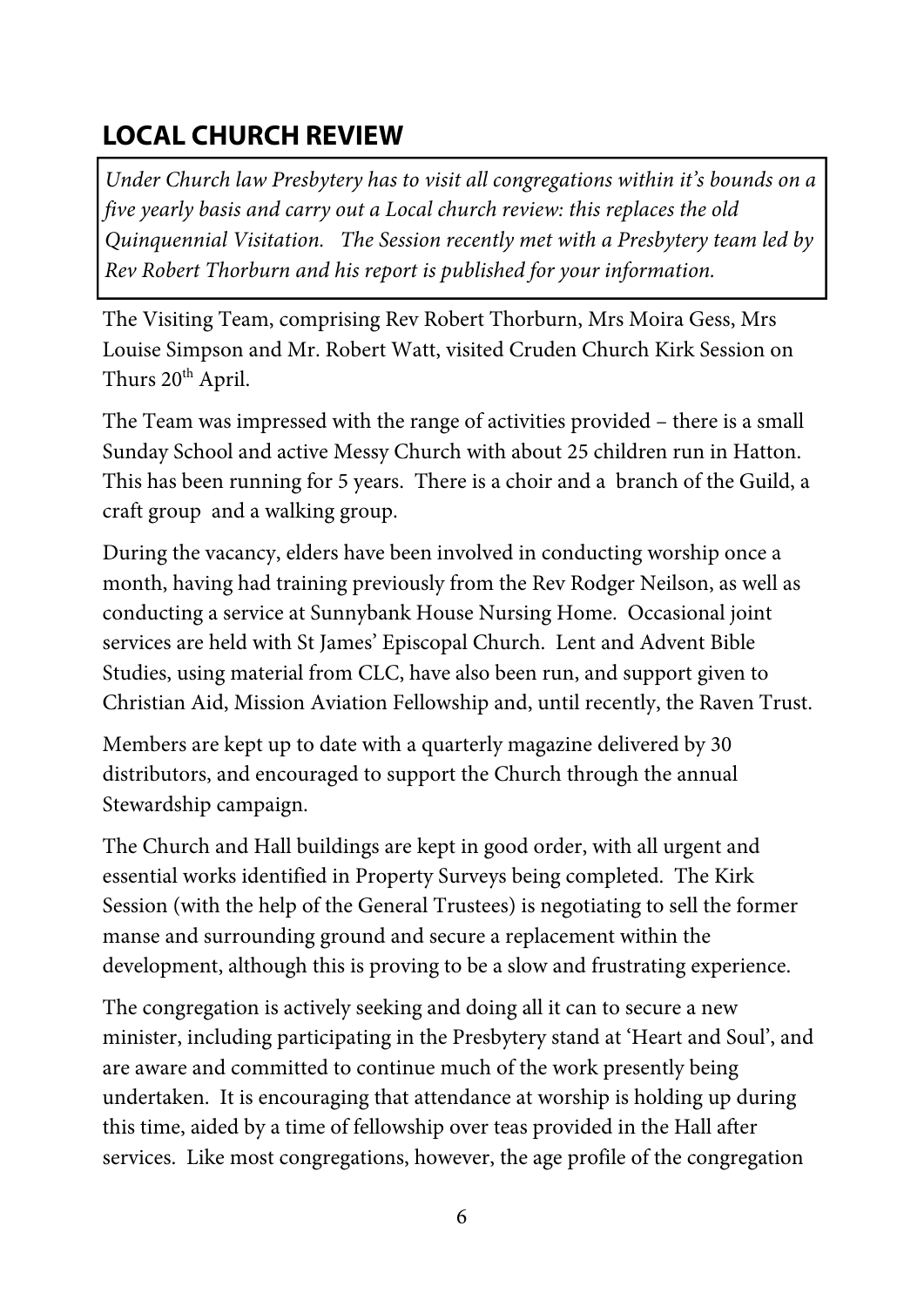## LOCAL CHURCH REVIEW

*Under Church law Presbytery has to visit all congregations within it's bounds on a five yearly basis and carry out a Local church review: this replaces the old Quinquennial Visitation. The Session recently met with a Presbytery team led by Rev Robert Thorburn and his report is published for your information.*

The Visiting Team, comprising Rev Robert Thorburn, Mrs Moira Gess, Mrs Louise Simpson and Mr. Robert Watt, visited Cruden Church Kirk Session on Thurs 20th April.

The Team was impressed with the range of activities provided – there is a small Sunday School and active Messy Church with about 25 children run in Hatton. This has been running for 5 years. There is a choir and a branch of the Guild, a craft group and a walking group.

During the vacancy, elders have been involved in conducting worship once a month, having had training previously from the Rev Rodger Neilson, as well as conducting a service at Sunnybank House Nursing Home. Occasional joint services are held with St James' Episcopal Church. Lent and Advent Bible Studies, using material from CLC, have also been run, and support given to Christian Aid, Mission Aviation Fellowship and, until recently, the Raven Trust.

Members are kept up to date with a quarterly magazine delivered by 30 distributors, and encouraged to support the Church through the annual Stewardship campaign.

The Church and Hall buildings are kept in good order, with all urgent and essential works identified in Property Surveys being completed. The Kirk Session (with the help of the General Trustees) is negotiating to sell the former manse and surrounding ground and secure a replacement within the development, although this is proving to be a slow and frustrating experience.

The congregation is actively seeking and doing all it can to secure a new minister, including participating in the Presbytery stand at 'Heart and Soul', and are aware and committed to continue much of the work presently being undertaken. It is encouraging that attendance at worship is holding up during this time, aided by a time of fellowship over teas provided in the Hall after services. Like most congregations, however, the age profile of the congregation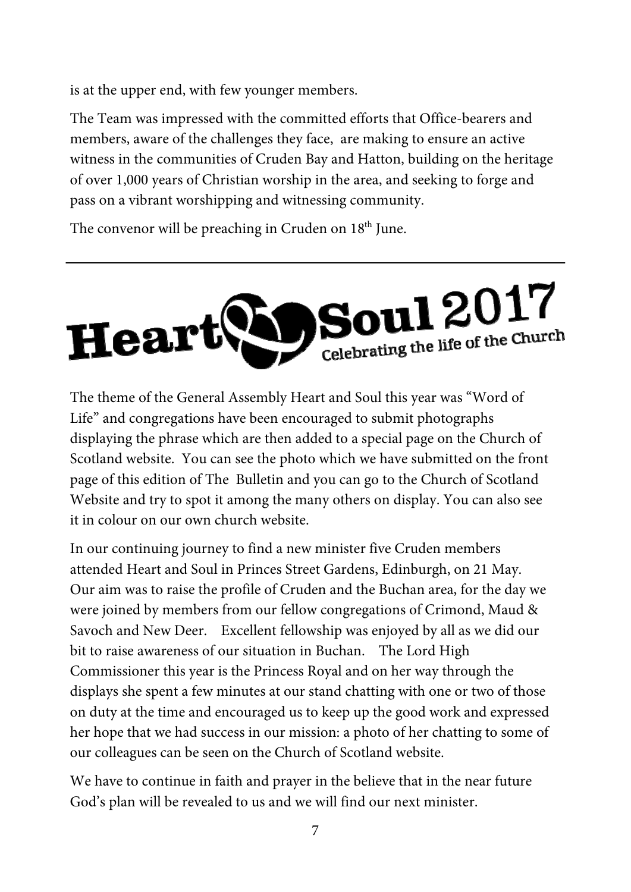is at the upper end, with few younger members.

The Team was impressed with the committed efforts that Office-bearers and members, aware of the challenges they face, are making to ensure an active witness in the communities of Cruden Bay and Hatton, building on the heritage of over 1,000 years of Christian worship in the area, and seeking to forge and pass on a vibrant worshipping and witnessing community.

The convenor will be preaching in Cruden on 18th June.

---

# Heart & Soul 2017

Celebrating the life of the Church

The theme of the General Assembly Heart and Soul this year was "Word of Life" and congregations have been encouraged to submit photographs displaying the phrase which are then added to a special page on the Church of Scotland website. You can see the photo which we have submitted on the front page of this edition of The Bulletin and you can go to the Church of Scotland Website and try to spot it among the many others on display. You can also see it in colour on our own church website.

In our continuing journey to find a new minister five Cruden members attended Heart and Soul in Princes Street Gardens, Edinburgh, on 21 May. Our aim was to raise the profile of Cruden and the Buchan area, for the day we were joined by members from our fellow congregations of Crimond, Maud & Savoch and New Deer. Excellent fellowship was enjoyed by all as we did our bit to raise awareness of our situation in Buchan. The Lord High Commissioner this year is the Princess Royal and on her way through the displays she spent a few minutes at our stand chatting with one or two of those on duty at the time and encouraged us to keep up the good work and expressed her hope that we had success in our mission: a photo of her chatting to some of our colleagues can be seen on the Church of Scotland website.

We have to continue in faith and prayer in the believe that in the near future God's plan will be revealed to us and we will find our next minister.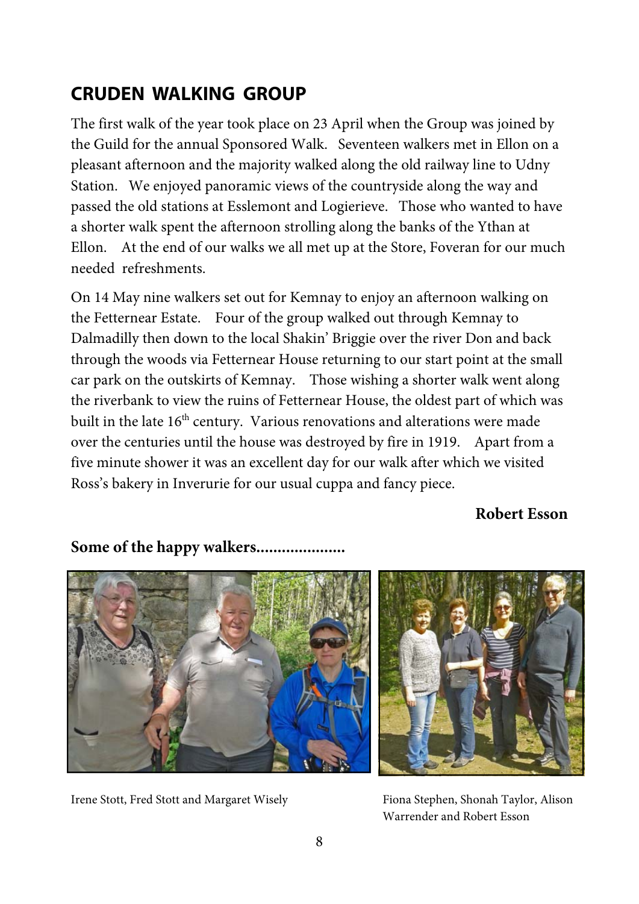## CRUDEN WALKING GROUP

The first walk of the year took place on 23 April when the Group was joined by the Guild for the annual Sponsored Walk. Seventeen walkers met in Ellon on a pleasant afternoon and the majority walked along the old railway line to Udny Station. We enjoyed panoramic views of the countryside along the way and passed the old stations at Esslemont and Logierieve. Those who wanted to have a shorter walk spent the afternoon strolling along the banks of the Ythan at Ellon. At the end of our walks we all met up at the Store, Foveran for our much needed refreshments.

On 14 May nine walkers set out for Kemnay to enjoy an afternoon walking on the Fetternear Estate. Four of the group walked out through Kemnay to Dalmadilly then down to the local Shakin' Briggie over the river Don and back through the woods via Fetternear House returning to our start point at the small car park on the outskirts of Kemnay. Those wishing a shorter walk went along the riverbank to view the ruins of Fetternear House, the oldest part of which was built in the late 16th century. Various renovations and alterations were made over the centuries until the house was destroyed by fire in 1919. Apart from a five minute shower it was an excellent day for our walk after which we visited Ross's bakery in Inverurie for our usual cuppa and fancy piece.

**Robert Esson**

**Some of the happy walkers....................**

Irene Stott, Fred Stott and Margaret Wisely

Fiona Stephen, Shonah Taylor, Alison Warrender and Robert Esson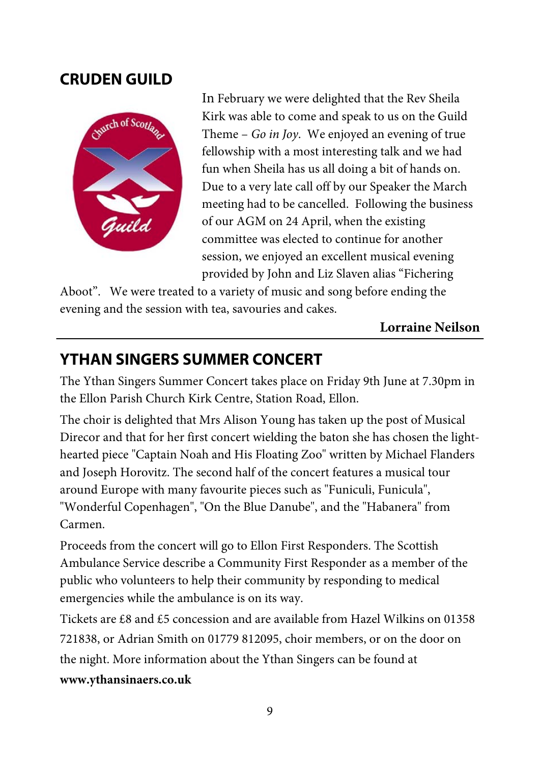## CRUDEN GUILD

In February we were delighted that the Rev Sheila Kirk was able to come and speak to us on the Guild Theme – *Go in Joy*. We enjoyed an evening of true fellowship with a most interesting talk and we had fun when Sheila has us all doing a bit of hands on. Due to a very late call off by our Speaker the March meeting had to be cancelled. Following the business of our AGM on 24 April, when the existing committee was elected to continue for another session, we enjoyed an excellent musical evening provided by John and Liz Slaven alias "Fichering Aboot". We were treated to a variety of music and song before ending the evening and the session with tea, savouries and cakes.

**Lorraine Neilson**

## YTHAN SINGERS SUMMER CONCERT

The Ythan Singers Summer Concert takes place on Friday 9th June at 7.30pm in the Ellon Parish Church Kirk Centre, Station Road, Ellon.

The choir is delighted that Mrs Alison Young has taken up the post of Musical Direcor and that for her first concert wielding the baton she has chosen the light-hearted piece "Captain Noah and His Floating Zoo" written by Michael Flanders and Joseph Horovitz. The second half of the concert features a musical tour around Europe with many favourite pieces such as "Funiculi, Funicula", "Wonderful Copenhagen", "On the Blue Danube", and the "Habanera" from Carmen.

Proceeds from the concert will go to Ellon First Responders. The Scottish Ambulance Service describe a Community First Responder as a member of the public who volunteers to help their community by responding to medical emergencies while the ambulance is on its way.

Tickets are £8 and £5 concession and are available from Hazel Wilkins on 01358 721838, or Adrian Smith on 01779 812095, choir members, or on the door on the night. More information about the Ythan Singers can be found at **www.ythansinaers.co.uk**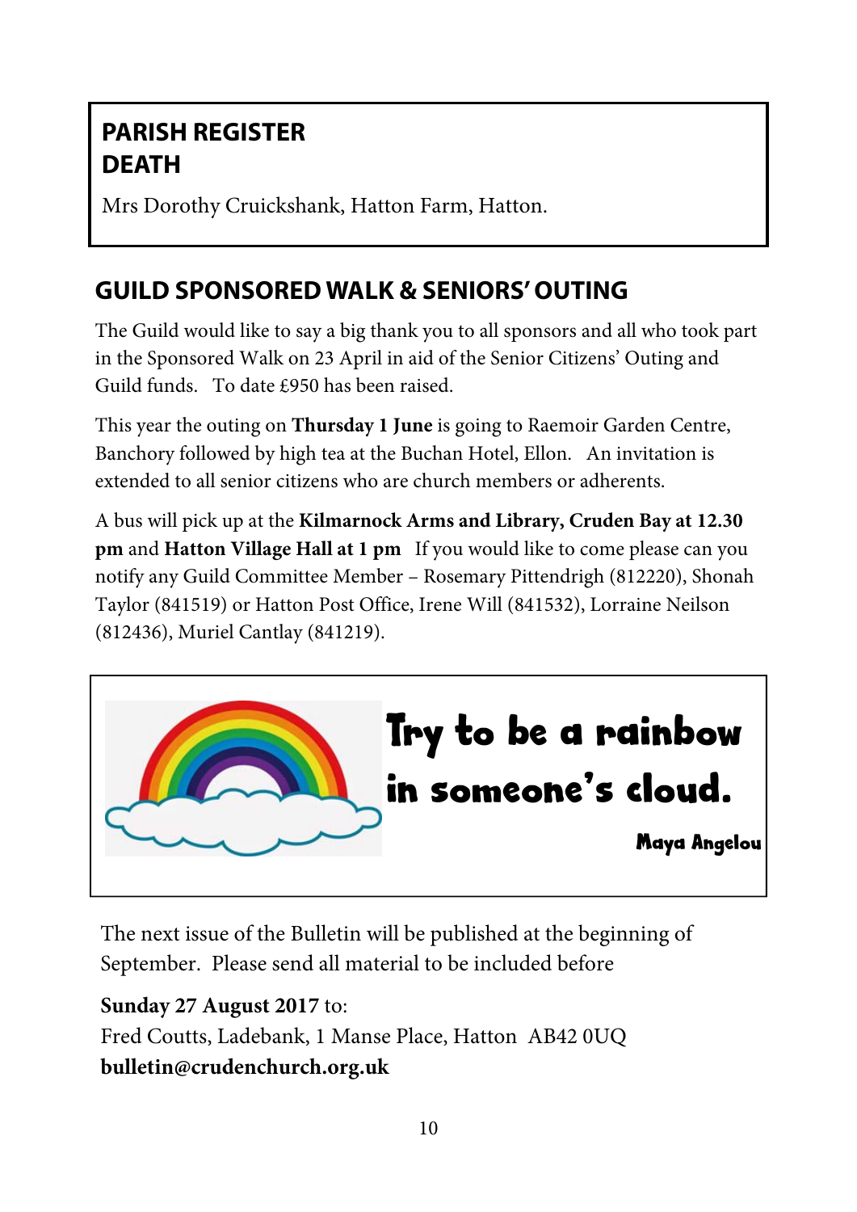## PARISH REGISTER
## DEATH

Mrs Dorothy Cruickshank, Hatton Farm, Hatton.

## GUILD SPONSORED WALK & SENIORS' OUTING

The Guild would like to say a big thank you to all sponsors and all who took part in the Sponsored Walk on 23 April in aid of the Senior Citizens' Outing and Guild funds. To date £950 has been raised.

This year the outing on **Thursday 1 June** is going to Raemoir Garden Centre, Banchory followed by high tea at the Buchan Hotel, Ellon. An invitation is extended to all senior citizens who are church members or adherents.

A bus will pick up at the **Kilmarnock Arms and Library, Cruden Bay at 12.30 pm** and **Hatton Village Hall at 1 pm** If you would like to come please can you notify any Guild Committee Member – Rosemary Pittendrigh (812220), Shonah Taylor (841519) or Hatton Post Office, Irene Will (841532), Lorraine Neilson (812436), Muriel Cantlay (841219).

**Try to be a rainbow in someone's cloud.**

**Maya Angelou**

The next issue of the Bulletin will be published at the beginning of September. Please send all material to be included before

**Sunday 27 August 2017** to:
Fred Coutts, Ladebank, 1 Manse Place, Hatton AB42 0UQ
**bulletin@crudenchurch.org.uk**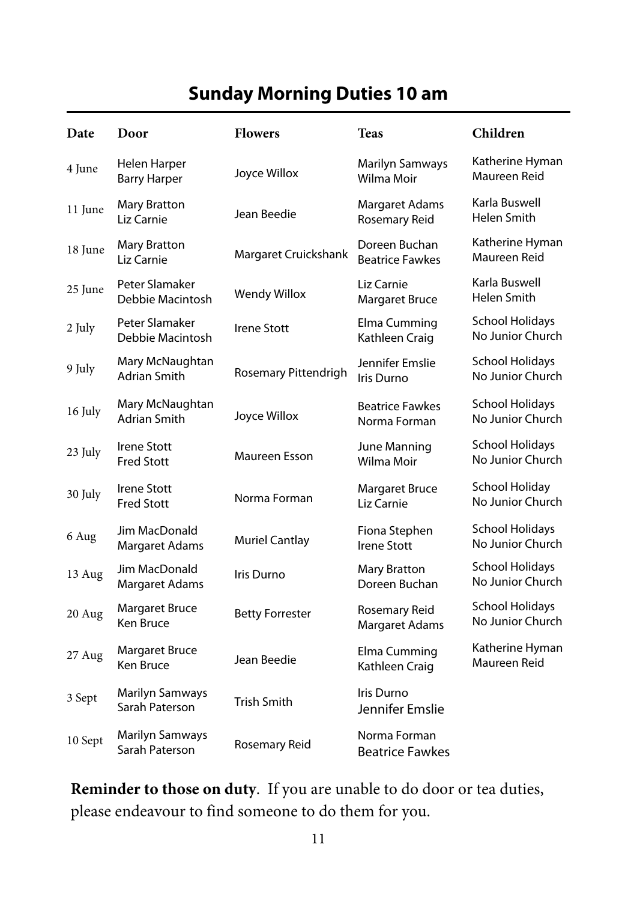## Sunday Morning Duties 10 am

| Date | Door | Flowers | Teas | Children |
|---|---|---|---|---|
| 4 June | Helen Harper<br>Barry Harper | Joyce Willox | Marilyn Samways<br>Wilma Moir | Katherine Hyman<br>Maureen Reid |
| 11 June | Mary Bratton<br>Liz Carnie | Jean Beedie | Margaret Adams<br>Rosemary Reid | Karla Buswell<br>Helen Smith |
| 18 June | Mary Bratton<br>Liz Carnie | Margaret Cruickshank | Doreen Buchan<br>Beatrice Fawkes | Katherine Hyman<br>Maureen Reid |
| 25 June | Peter Slamaker<br>Debbie Macintosh | Wendy Willox | Liz Carnie<br>Margaret Bruce | Karla Buswell<br>Helen Smith |
| 2 July | Peter Slamaker<br>Debbie Macintosh | Irene Stott | Elma Cumming<br>Kathleen Craig | School Holidays<br>No Junior Church |
| 9 July | Mary McNaughtan<br>Adrian Smith | Rosemary Pittendrigh | Jennifer Emslie<br>Iris Durno | School Holidays<br>No Junior Church |
| 16 July | Mary McNaughtan<br>Adrian Smith | Joyce Willox | Beatrice Fawkes<br>Norma Forman | School Holidays<br>No Junior Church |
| 23 July | Irene Stott<br>Fred Stott | Maureen Esson | June Manning<br>Wilma Moir | School Holidays<br>No Junior Church |
| 30 July | Irene Stott<br>Fred Stott | Norma Forman | Margaret Bruce<br>Liz Carnie | School Holiday<br>No Junior Church |
| 6 Aug | Jim MacDonald<br>Margaret Adams | Muriel Cantlay | Fiona Stephen<br>Irene Stott | School Holidays<br>No Junior Church |
| 13 Aug | Jim MacDonald<br>Margaret Adams | Iris Durno | Mary Bratton<br>Doreen Buchan | School Holidays<br>No Junior Church |
| 20 Aug | Margaret Bruce<br>Ken Bruce | Betty Forrester | Rosemary Reid<br>Margaret Adams | School Holidays<br>No Junior Church |
| 27 Aug | Margaret Bruce<br>Ken Bruce | Jean Beedie | Elma Cumming<br>Kathleen Craig | Katherine Hyman<br>Maureen Reid |
| 3 Sept | Marilyn Samways<br>Sarah Paterson | Trish Smith | Iris Durno<br>Jennifer Emslie | |
| 10 Sept | Marilyn Samways<br>Sarah Paterson | Rosemary Reid | Norma Forman<br>Beatrice Fawkes | |

**Reminder to those on duty**. If you are unable to do door or tea duties, please endeavour to find someone to do them for you.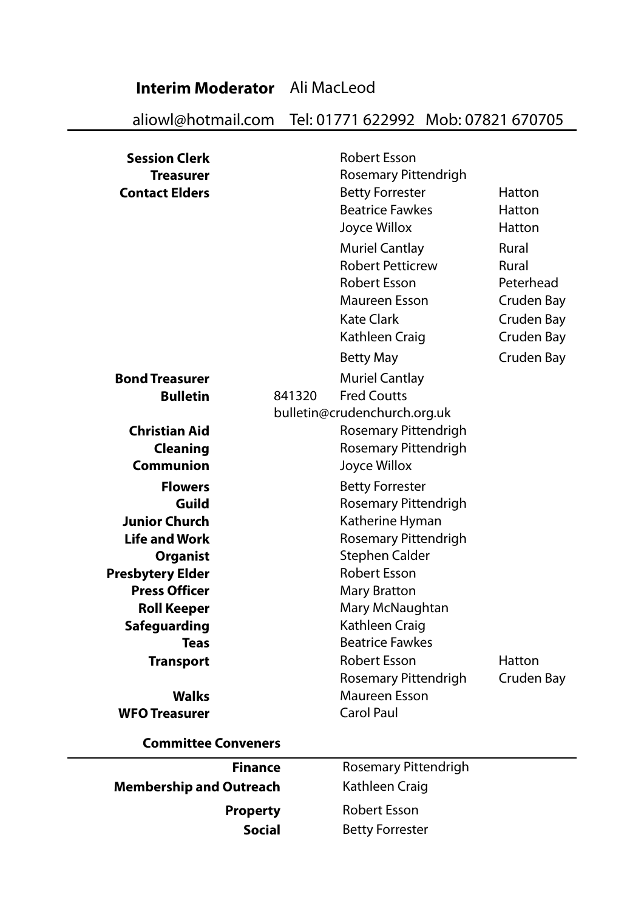**Interim Moderator** Ali MacLeod

aliowl@hotmail.com Tel: 01771 622992 Mob: 07821 670705

---

| | | | |
|---|---|---|---|
| **Session Clerk** | | Robert Esson | |
| **Treasurer** | | Rosemary Pittendrigh | |
| **Contact Elders** | | Betty Forrester | Hatton |
| | | Beatrice Fawkes | Hatton |
| | | Joyce Willox | Hatton |
| | | Muriel Cantlay | Rural |
| | | Robert Petticrew | Rural |
| | | Robert Esson | Peterhead |
| | | Maureen Esson | Cruden Bay |
| | | Kate Clark | Cruden Bay |
| | | Kathleen Craig | Cruden Bay |
| | | Betty May | Cruden Bay |
| **Bond Treasurer** | | Muriel Cantlay | |
| **Bulletin** | 841320 | Fred Coutts | |
| | bulletin@crudenchurch.org.uk | | |
| **Christian Aid** | | Rosemary Pittendrigh | |
| **Cleaning** | | Rosemary Pittendrigh | |
| **Communion** | | Joyce Willox | |
| **Flowers** | | Betty Forrester | |
| **Guild** | | Rosemary Pittendrigh | |
| **Junior Church** | | Katherine Hyman | |
| **Life and Work** | | Rosemary Pittendrigh | |
| **Organist** | | Stephen Calder | |
| **Presbytery Elder** | | Robert Esson | |
| **Press Officer** | | Mary Bratton | |
| **Roll Keeper** | | Mary McNaughtan | |
| **Safeguarding** | | Kathleen Craig | |
| **Teas** | | Beatrice Fawkes | |
| **Transport** | | Robert Esson | Hatton |
| | | Rosemary Pittendrigh | Cruden Bay |
| **Walks** | | Maureen Esson | |
| **WFO Treasurer** | | Carol Paul | |

**Committee Conveners**

---

| | |
|---|---|
| **Finance** | Rosemary Pittendrigh |
| **Membership and Outreach** | Kathleen Craig |
| **Property** | Robert Esson |
| **Social** | Betty Forrester |